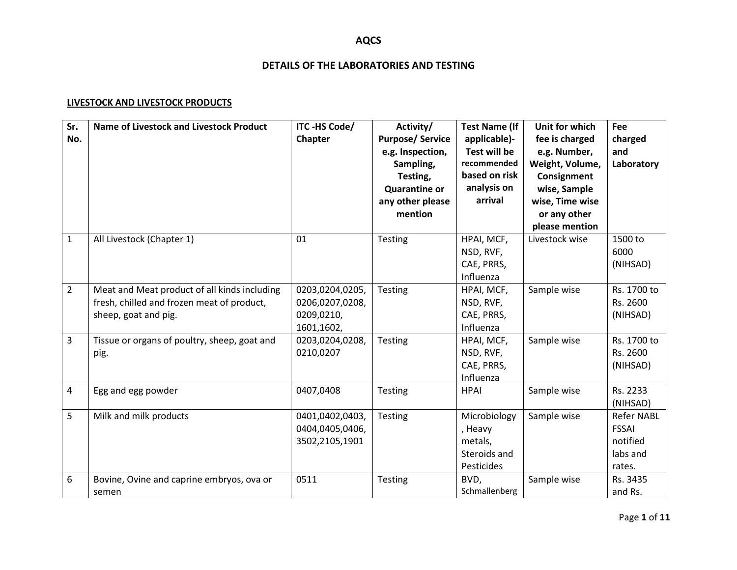# AQCS

## DETAILS OF THE LABORATORIES AND TESTING

### LIVESTOCK AND LIVESTOCK PRODUCTS

| Sr. No. | Name of Livestock and Livestock Product | ITC -HS Code/ Chapter | Activity/ Purpose/ Service e.g. Inspection, Sampling, Testing, Quarantine or any other please mention | Test Name (If applicable)- Test will be recommended based on risk analysis on arrival | Unit for which fee is charged e.g. Number, Weight, Volume, Consignment wise, Sample wise, Time wise or any other please mention | Fee charged and Laboratory |
|---|---|---|---|---|---|---|
| 1 | All Livestock (Chapter 1) | 01 | Testing | HPAI, MCF, NSD, RVF, CAE, PRRS, Influenza | Livestock wise | 1500 to 6000 (NIHSAD) |
| 2 | Meat and Meat product of all kinds including fresh, chilled and frozen meat of product, sheep, goat and pig. | 0203,0204,0205, 0206,0207,0208, 0209,0210, 1601,1602, | Testing | HPAI, MCF, NSD, RVF, CAE, PRRS, Influenza | Sample wise | Rs. 1700 to Rs. 2600 (NIHSAD) |
| 3 | Tissue or organs of poultry, sheep, goat and pig. | 0203,0204,0208, 0210,0207 | Testing | HPAI, MCF, NSD, RVF, CAE, PRRS, Influenza | Sample wise | Rs. 1700 to Rs. 2600 (NIHSAD) |
| 4 | Egg and egg powder | 0407,0408 | Testing | HPAI | Sample wise | Rs. 2233 (NIHSAD) |
| 5 | Milk and milk products | 0401,0402,0403, 0404,0405,0406, 3502,2105,1901 | Testing | Microbiology, Heavy metals, Steroids and Pesticides | Sample wise | Refer NABL FSSAI notified labs and rates. |
| 6 | Bovine, Ovine and caprine embryos, ova or semen | 0511 | Testing | BVD, Schmallenberg | Sample wise | Rs. 3435 and Rs. |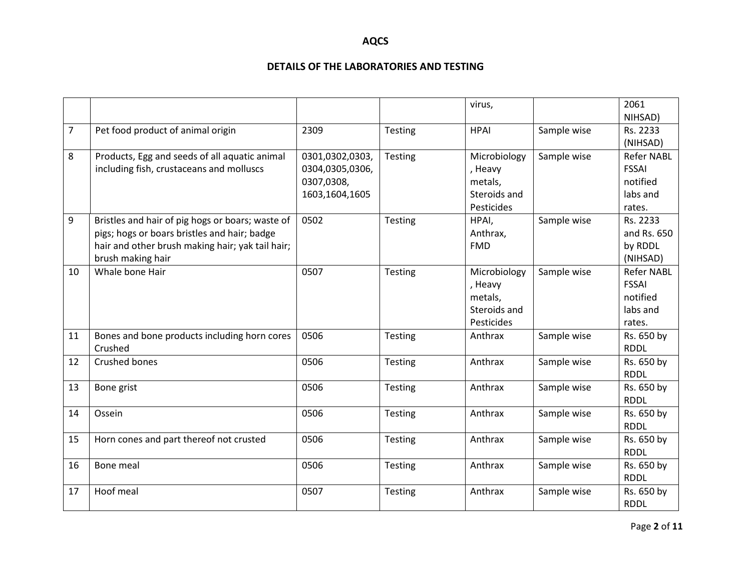# AQCS

## DETAILS OF THE LABORATORIES AND TESTING

| | | | | | | |
|---|---|---|---|---|---|---|
| | | | | virus, | | 2061 NIHSAD) |
| 7 | Pet food product of animal origin | 2309 | Testing | HPAI | Sample wise | Rs. 2233 (NIHSAD) |
| 8 | Products, Egg and seeds of all aquatic animal including fish, crustaceans and molluscs | 0301,0302,0303, 0304,0305,0306, 0307,0308, 1603,1604,1605 | Testing | Microbiology, Heavy metals, Steroids and Pesticides | Sample wise | Refer NABL FSSAI notified labs and rates. |
| 9 | Bristles and hair of pig hogs or boars; waste of pigs; hogs or boars bristles and hair; badge hair and other brush making hair; yak tail hair; brush making hair | 0502 | Testing | HPAI, Anthrax, FMD | Sample wise | Rs. 2233 and Rs. 650 by RDDL (NIHSAD) |
| 10 | Whale bone Hair | 0507 | Testing | Microbiology, Heavy metals, Steroids and Pesticides | Sample wise | Refer NABL FSSAI notified labs and rates. |
| 11 | Bones and bone products including horn cores Crushed | 0506 | Testing | Anthrax | Sample wise | Rs. 650 by RDDL |
| 12 | Crushed bones | 0506 | Testing | Anthrax | Sample wise | Rs. 650 by RDDL |
| 13 | Bone grist | 0506 | Testing | Anthrax | Sample wise | Rs. 650 by RDDL |
| 14 | Ossein | 0506 | Testing | Anthrax | Sample wise | Rs. 650 by RDDL |
| 15 | Horn cones and part thereof not crusted | 0506 | Testing | Anthrax | Sample wise | Rs. 650 by RDDL |
| 16 | Bone meal | 0506 | Testing | Anthrax | Sample wise | Rs. 650 by RDDL |
| 17 | Hoof meal | 0507 | Testing | Anthrax | Sample wise | Rs. 650 by RDDL |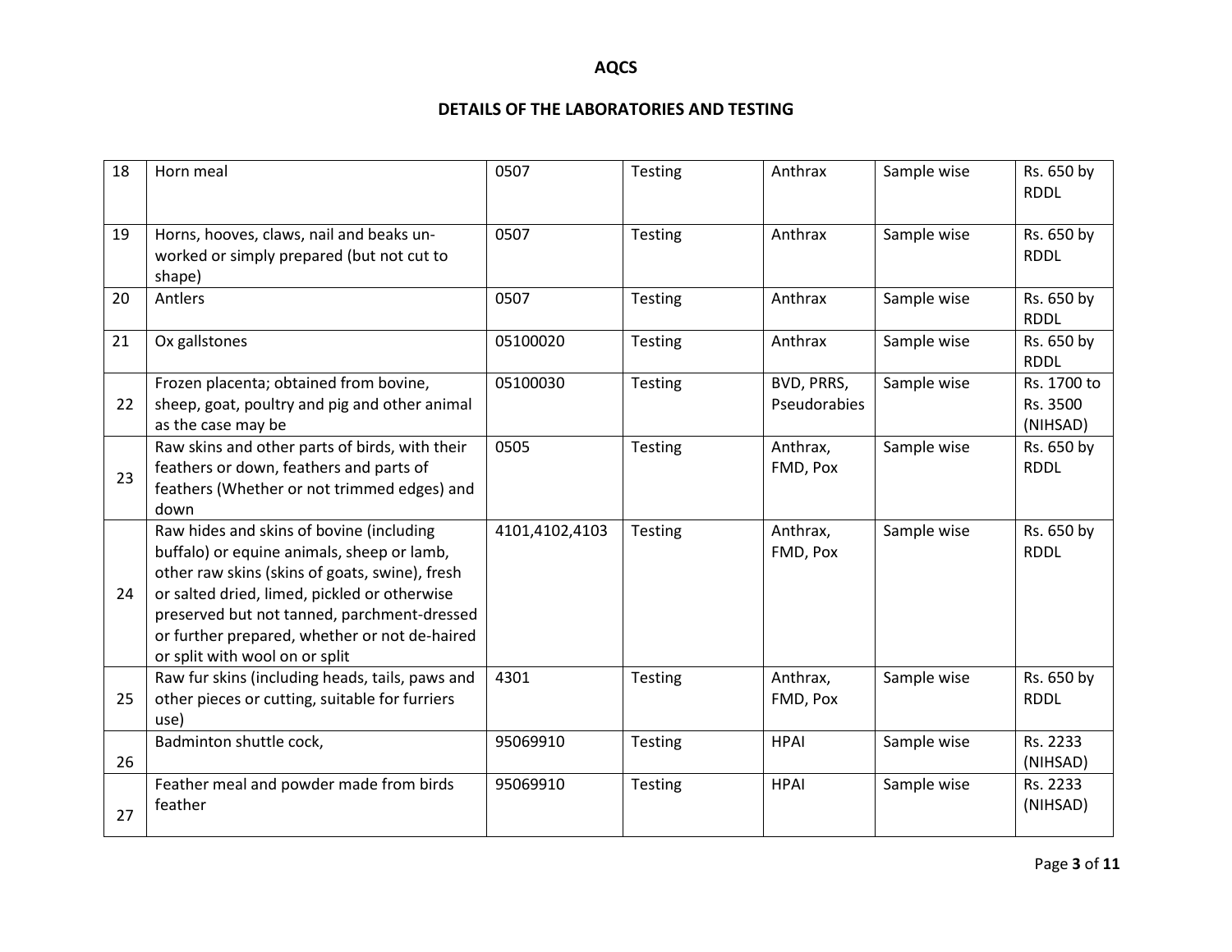**AQCS**

**DETAILS OF THE LABORATORIES AND TESTING**

| | | | | | | |
|---|---|---|---|---|---|---|
| 18 | Horn meal | 0507 | Testing | Anthrax | Sample wise | Rs. 650 by RDDL |
| 19 | Horns, hooves, claws, nail and beaks un-worked or simply prepared (but not cut to shape) | 0507 | Testing | Anthrax | Sample wise | Rs. 650 by RDDL |
| 20 | Antlers | 0507 | Testing | Anthrax | Sample wise | Rs. 650 by RDDL |
| 21 | Ox gallstones | 05100020 | Testing | Anthrax | Sample wise | Rs. 650 by RDDL |
| 22 | Frozen placenta; obtained from bovine, sheep, goat, poultry and pig and other animal as the case may be | 05100030 | Testing | BVD, PRRS, Pseudorabies | Sample wise | Rs. 1700 to Rs. 3500 (NIHSAD) |
| 23 | Raw skins and other parts of birds, with their feathers or down, feathers and parts of feathers (Whether or not trimmed edges) and down | 0505 | Testing | Anthrax, FMD, Pox | Sample wise | Rs. 650 by RDDL |
| 24 | Raw hides and skins of bovine (including buffalo) or equine animals, sheep or lamb, other raw skins (skins of goats, swine), fresh or salted dried, limed, pickled or otherwise preserved but not tanned, parchment-dressed or further prepared, whether or not de-haired or split with wool on or split | 4101,4102,4103 | Testing | Anthrax, FMD, Pox | Sample wise | Rs. 650 by RDDL |
| 25 | Raw fur skins (including heads, tails, paws and other pieces or cutting, suitable for furriers use) | 4301 | Testing | Anthrax, FMD, Pox | Sample wise | Rs. 650 by RDDL |
| 26 | Badminton shuttle cock, | 95069910 | Testing | HPAI | Sample wise | Rs. 2233 (NIHSAD) |
| 27 | Feather meal and powder made from birds feather | 95069910 | Testing | HPAI | Sample wise | Rs. 2233 (NIHSAD) |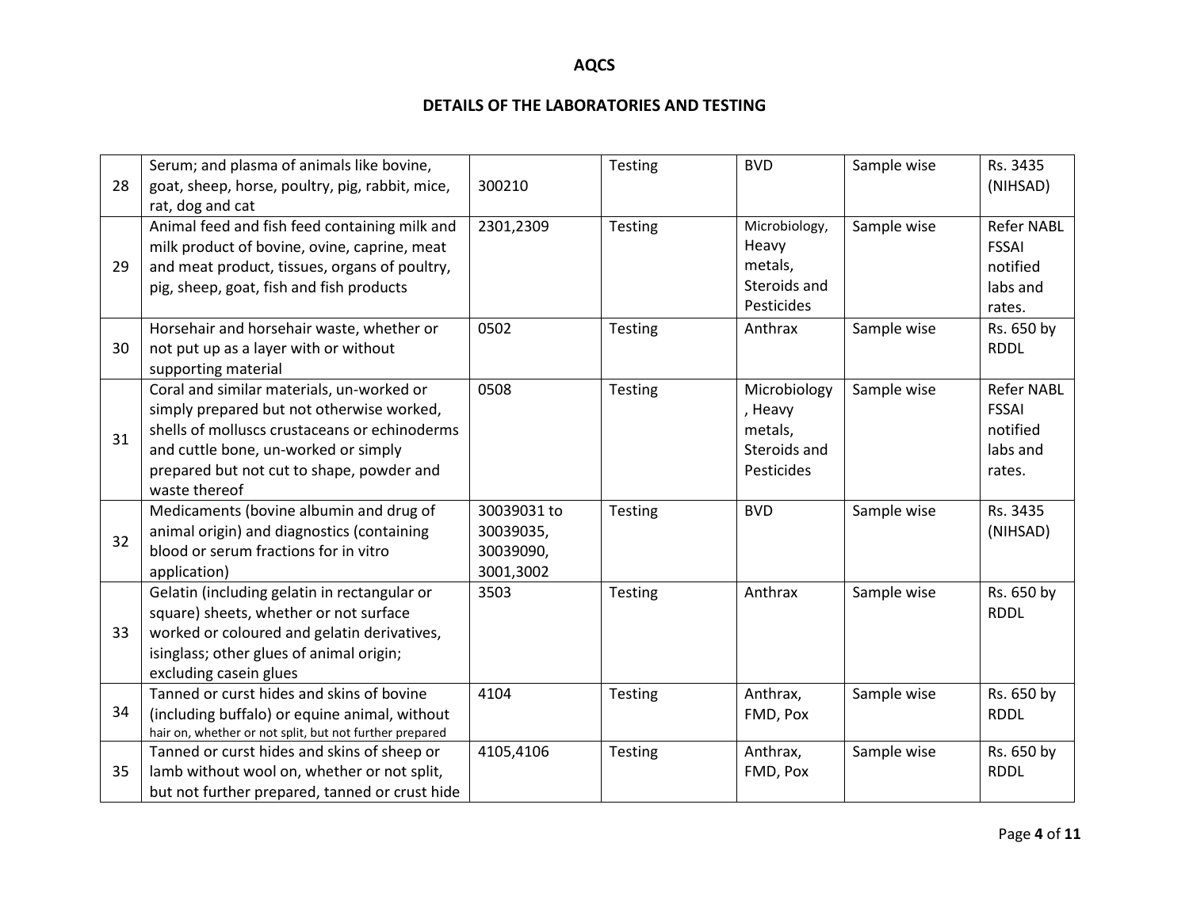## AQCS

## DETAILS OF THE LABORATORIES AND TESTING

| | | | | | | |
|---|---|---|---|---|---|---|
| 28 | Serum; and plasma of animals like bovine, goat, sheep, horse, poultry, pig, rabbit, mice, rat, dog and cat | 300210 | Testing | BVD | Sample wise | Rs. 3435 (NIHSAD) |
| 29 | Animal feed and fish feed containing milk and milk product of bovine, ovine, caprine, meat and meat product, tissues, organs of poultry, pig, sheep, goat, fish and fish products | 2301,2309 | Testing | Microbiology, Heavy metals, Steroids and Pesticides | Sample wise | Refer NABL FSSAI notified labs and rates. |
| 30 | Horsehair and horsehair waste, whether or not put up as a layer with or without supporting material | 0502 | Testing | Anthrax | Sample wise | Rs. 650 by RDDL |
| 31 | Coral and similar materials, un-worked or simply prepared but not otherwise worked, shells of molluscs crustaceans or echinoderms and cuttle bone, un-worked or simply prepared but not cut to shape, powder and waste thereof | 0508 | Testing | Microbiology, Heavy metals, Steroids and Pesticides | Sample wise | Refer NABL FSSAI notified labs and rates. |
| 32 | Medicaments (bovine albumin and drug of animal origin) and diagnostics (containing blood or serum fractions for in vitro application) | 30039031 to 30039035, 30039090, 3001,3002 | Testing | BVD | Sample wise | Rs. 3435 (NIHSAD) |
| 33 | Gelatin (including gelatin in rectangular or square) sheets, whether or not surface worked or coloured and gelatin derivatives, isinglass; other glues of animal origin; excluding casein glues | 3503 | Testing | Anthrax | Sample wise | Rs. 650 by RDDL |
| 34 | Tanned or curst hides and skins of bovine (including buffalo) or equine animal, without hair on, whether or not split, but not further prepared | 4104 | Testing | Anthrax, FMD, Pox | Sample wise | Rs. 650 by RDDL |
| 35 | Tanned or curst hides and skins of sheep or lamb without wool on, whether or not split, but not further prepared, tanned or crust hide | 4105,4106 | Testing | Anthrax, FMD, Pox | Sample wise | Rs. 650 by RDDL |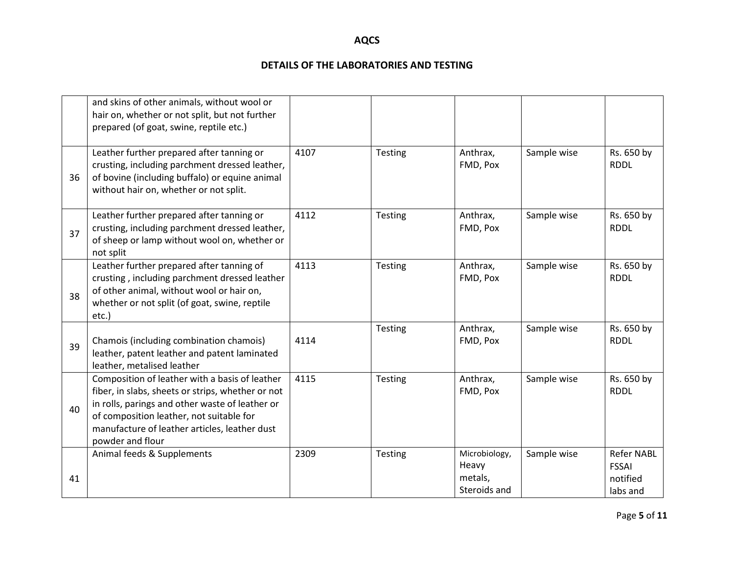# AQCS

## DETAILS OF THE LABORATORIES AND TESTING

| | | | | | | |
|---|---|---|---|---|---|---|
| | and skins of other animals, without wool or hair on, whether or not split, but not further prepared (of goat, swine, reptile etc.) | | | | | |
| 36 | Leather further prepared after tanning or crusting, including parchment dressed leather, of bovine (including buffalo) or equine animal without hair on, whether or not split. | 4107 | Testing | Anthrax, FMD, Pox | Sample wise | Rs. 650 by RDDL |
| 37 | Leather further prepared after tanning or crusting, including parchment dressed leather, of sheep or lamp without wool on, whether or not split | 4112 | Testing | Anthrax, FMD, Pox | Sample wise | Rs. 650 by RDDL |
| 38 | Leather further prepared after tanning of crusting , including parchment dressed leather of other animal, without wool or hair on, whether or not split (of goat, swine, reptile etc.) | 4113 | Testing | Anthrax, FMD, Pox | Sample wise | Rs. 650 by RDDL |
| 39 | Chamois (including combination chamois) leather, patent leather and patent laminated leather, metalised leather | 4114 | Testing | Anthrax, FMD, Pox | Sample wise | Rs. 650 by RDDL |
| 40 | Composition of leather with a basis of leather fiber, in slabs, sheets or strips, whether or not in rolls, parings and other waste of leather or of composition leather, not suitable for manufacture of leather articles, leather dust powder and flour | 4115 | Testing | Anthrax, FMD, Pox | Sample wise | Rs. 650 by RDDL |
| 41 | Animal feeds & Supplements | 2309 | Testing | Microbiology, Heavy metals, Steroids and | Sample wise | Refer NABL FSSAI notified labs and |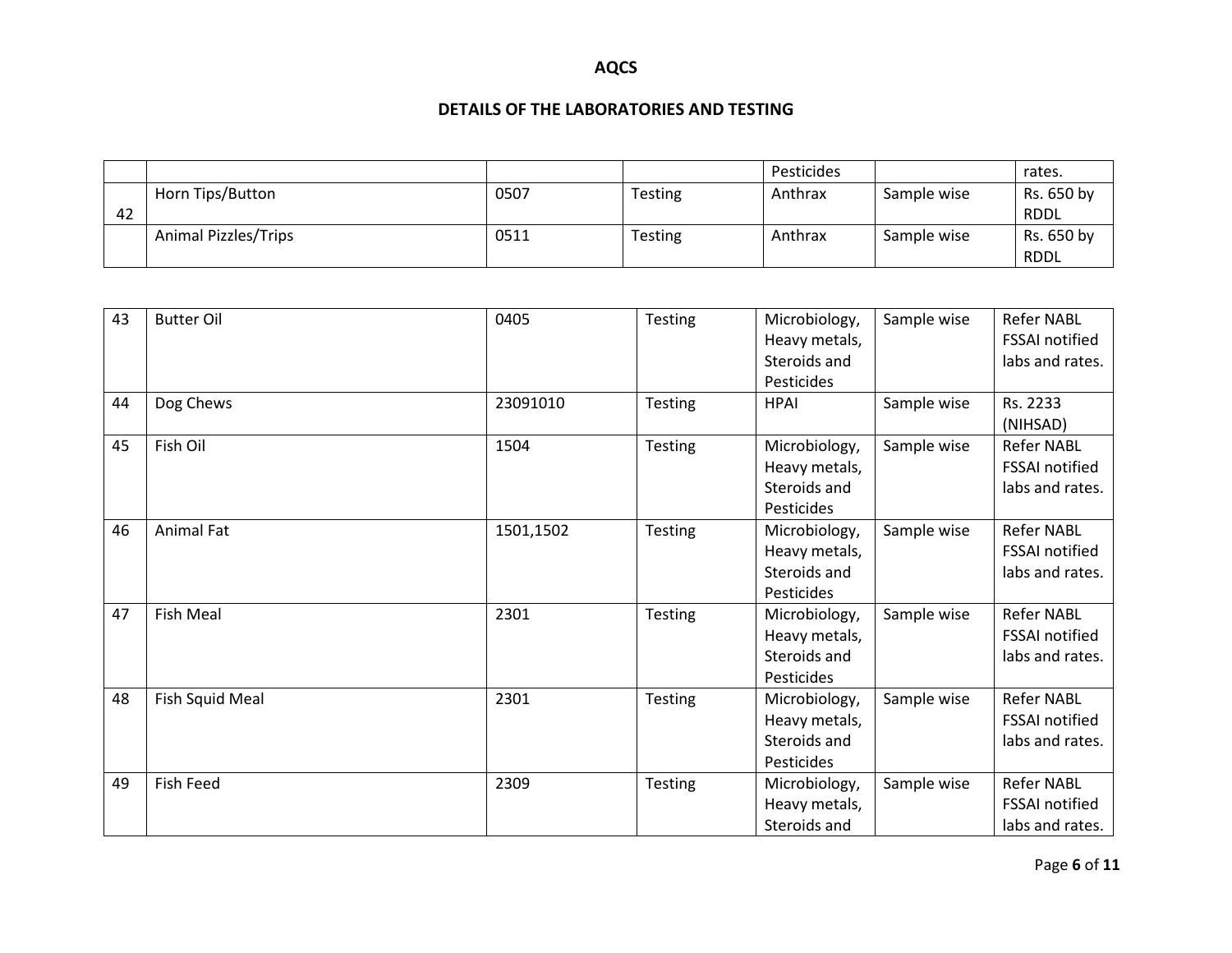## AQCS

## DETAILS OF THE LABORATORIES AND TESTING

| | | | | | | |
|---|---|---|---|---|---|---|
| | | | | Pesticides | | rates. |
| 42 | Horn Tips/Button | 0507 | Testing | Anthrax | Sample wise | Rs. 650 by RDDL |
| | Animal Pizzles/Trips | 0511 | Testing | Anthrax | Sample wise | Rs. 650 by RDDL |

| | | | | | | |
|---|---|---|---|---|---|---|
| 43 | Butter Oil | 0405 | Testing | Microbiology, Heavy metals, Steroids and Pesticides | Sample wise | Refer NABL FSSAI notified labs and rates. |
| 44 | Dog Chews | 23091010 | Testing | HPAI | Sample wise | Rs. 2233 (NIHSAD) |
| 45 | Fish Oil | 1504 | Testing | Microbiology, Heavy metals, Steroids and Pesticides | Sample wise | Refer NABL FSSAI notified labs and rates. |
| 46 | Animal Fat | 1501,1502 | Testing | Microbiology, Heavy metals, Steroids and Pesticides | Sample wise | Refer NABL FSSAI notified labs and rates. |
| 47 | Fish Meal | 2301 | Testing | Microbiology, Heavy metals, Steroids and Pesticides | Sample wise | Refer NABL FSSAI notified labs and rates. |
| 48 | Fish Squid Meal | 2301 | Testing | Microbiology, Heavy metals, Steroids and Pesticides | Sample wise | Refer NABL FSSAI notified labs and rates. |
| 49 | Fish Feed | 2309 | Testing | Microbiology, Heavy metals, Steroids and | Sample wise | Refer NABL FSSAI notified labs and rates. |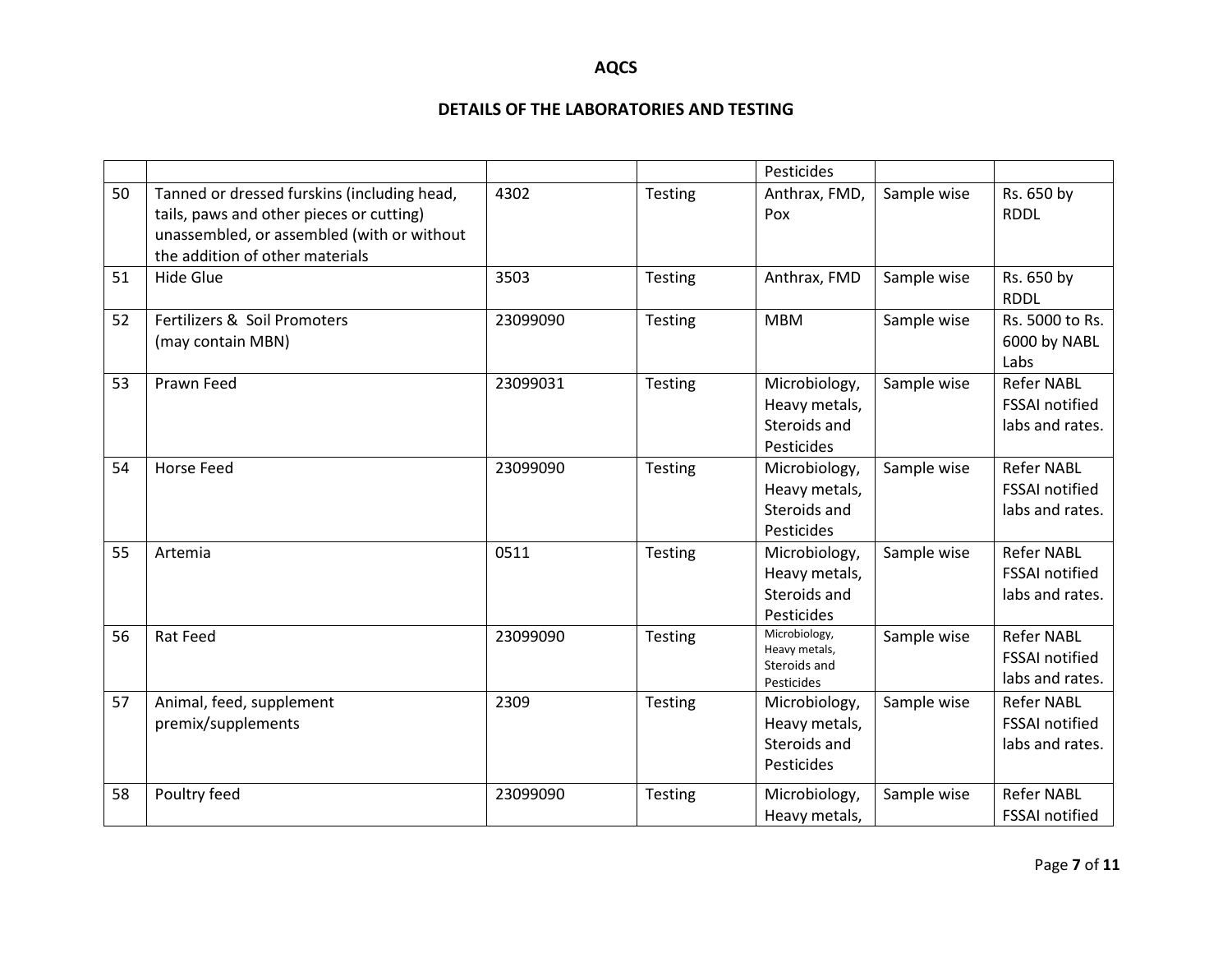**AQCS**

**DETAILS OF THE LABORATORIES AND TESTING**

| | | | | | | |
|---|---|---|---|---|---|---|
| | | | | Pesticides | | |
| 50 | Tanned or dressed furskins (including head, tails, paws and other pieces or cutting) unassembled, or assembled (with or without the addition of other materials | 4302 | Testing | Anthrax, FMD, Pox | Sample wise | Rs. 650 by RDDL |
| 51 | Hide Glue | 3503 | Testing | Anthrax, FMD | Sample wise | Rs. 650 by RDDL |
| 52 | Fertilizers & Soil Promoters (may contain MBN) | 23099090 | Testing | MBM | Sample wise | Rs. 5000 to Rs. 6000 by NABL Labs |
| 53 | Prawn Feed | 23099031 | Testing | Microbiology, Heavy metals, Steroids and Pesticides | Sample wise | Refer NABL FSSAI notified labs and rates. |
| 54 | Horse Feed | 23099090 | Testing | Microbiology, Heavy metals, Steroids and Pesticides | Sample wise | Refer NABL FSSAI notified labs and rates. |
| 55 | Artemia | 0511 | Testing | Microbiology, Heavy metals, Steroids and Pesticides | Sample wise | Refer NABL FSSAI notified labs and rates. |
| 56 | Rat Feed | 23099090 | Testing | Microbiology, Heavy metals, Steroids and Pesticides | Sample wise | Refer NABL FSSAI notified labs and rates. |
| 57 | Animal, feed, supplement premix/supplements | 2309 | Testing | Microbiology, Heavy metals, Steroids and Pesticides | Sample wise | Refer NABL FSSAI notified labs and rates. |
| 58 | Poultry feed | 23099090 | Testing | Microbiology, Heavy metals, | Sample wise | Refer NABL FSSAI notified |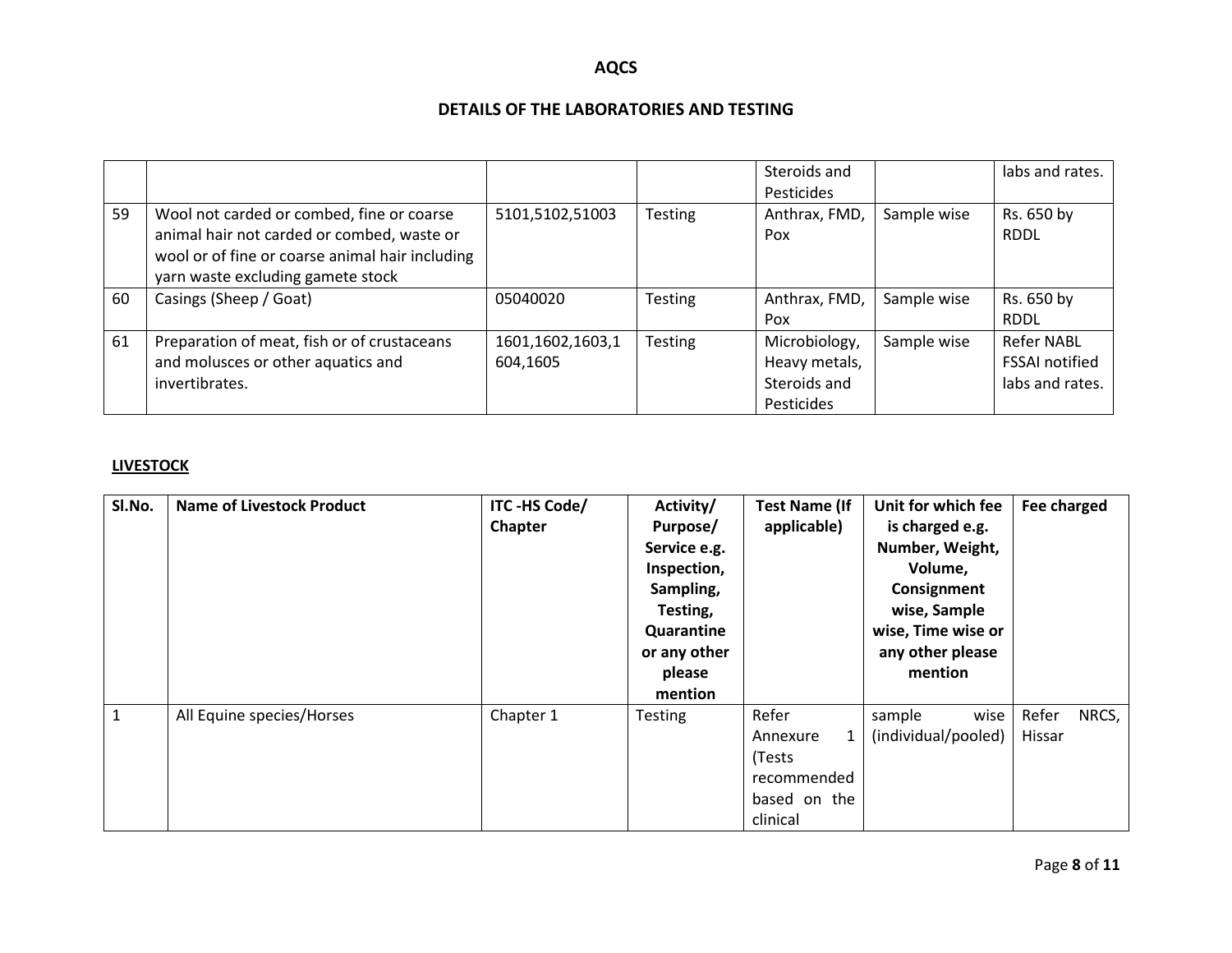# AQCS

## DETAILS OF THE LABORATORIES AND TESTING

| | | | | | | |
|---|---|---|---|---|---|---|
| | | | | Steroids and Pesticides | | labs and rates. |
| 59 | Wool not carded or combed, fine or coarse animal hair not carded or combed, waste or wool or of fine or coarse animal hair including yarn waste excluding gamete stock | 5101,5102,51003 | Testing | Anthrax, FMD, Pox | Sample wise | Rs. 650 by RDDL |
| 60 | Casings (Sheep / Goat) | 05040020 | Testing | Anthrax, FMD, Pox | Sample wise | Rs. 650 by RDDL |
| 61 | Preparation of meat, fish or of crustaceans and molusces or other aquatics and invertibrates. | 1601,1602,1603,1604,1605 | Testing | Microbiology, Heavy metals, Steroids and Pesticides | Sample wise | Refer NABL FSSAI notified labs and rates. |

**LIVESTOCK**

| Sl.No. | Name of Livestock Product | ITC -HS Code/ Chapter | Activity/ Purpose/ Service e.g. Inspection, Sampling, Testing, Quarantine or any other please mention | Test Name (If applicable) | Unit for which fee is charged e.g. Number, Weight, Volume, Consignment wise, Sample wise, Time wise or any other please mention | Fee charged |
|---|---|---|---|---|---|---|
| 1 | All Equine species/Horses | Chapter 1 | Testing | Refer Annexure 1 (Tests recommended based on the clinical | sample wise (individual/pooled) | Refer NRCS, Hissar |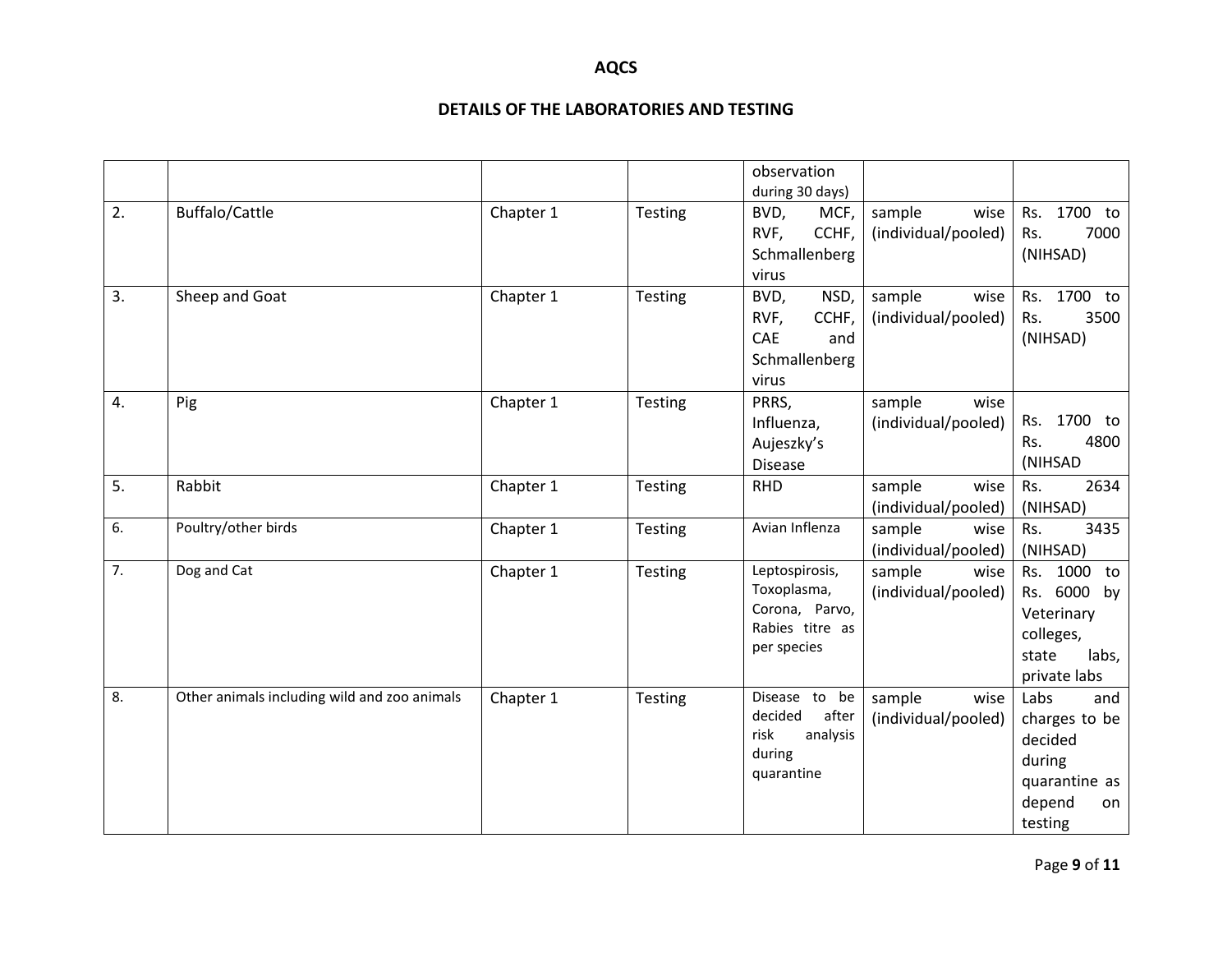# AQCS

## DETAILS OF THE LABORATORIES AND TESTING

| | | | | | | |
|---|---|---|---|---|---|---|
| | | | | observation during 30 days) | | |
| 2. | Buffalo/Cattle | Chapter 1 | Testing | BVD, MCF, RVF, CCHF, Schmallenberg virus | sample wise (individual/pooled) | Rs. 1700 to Rs. 7000 (NIHSAD) |
| 3. | Sheep and Goat | Chapter 1 | Testing | BVD, NSD, RVF, CCHF, CAE and Schmallenberg virus | sample wise (individual/pooled) | Rs. 1700 to Rs. 3500 (NIHSAD) |
| 4. | Pig | Chapter 1 | Testing | PRRS, Influenza, Aujeszky's Disease | sample wise (individual/pooled) | Rs. 1700 to Rs. 4800 (NIHSAD |
| 5. | Rabbit | Chapter 1 | Testing | RHD | sample wise (individual/pooled) | Rs. 2634 (NIHSAD) |
| 6. | Poultry/other birds | Chapter 1 | Testing | Avian Inflenza | sample wise (individual/pooled) | Rs. 3435 (NIHSAD) |
| 7. | Dog and Cat | Chapter 1 | Testing | Leptospirosis, Toxoplasma, Corona, Parvo, Rabies titre as per species | sample wise (individual/pooled) | Rs. 1000 to Rs. 6000 by Veterinary colleges, state labs, private labs |
| 8. | Other animals including wild and zoo animals | Chapter 1 | Testing | Disease to be decided after risk analysis during quarantine | sample wise (individual/pooled) | Labs and charges to be decided during quarantine as depend on testing |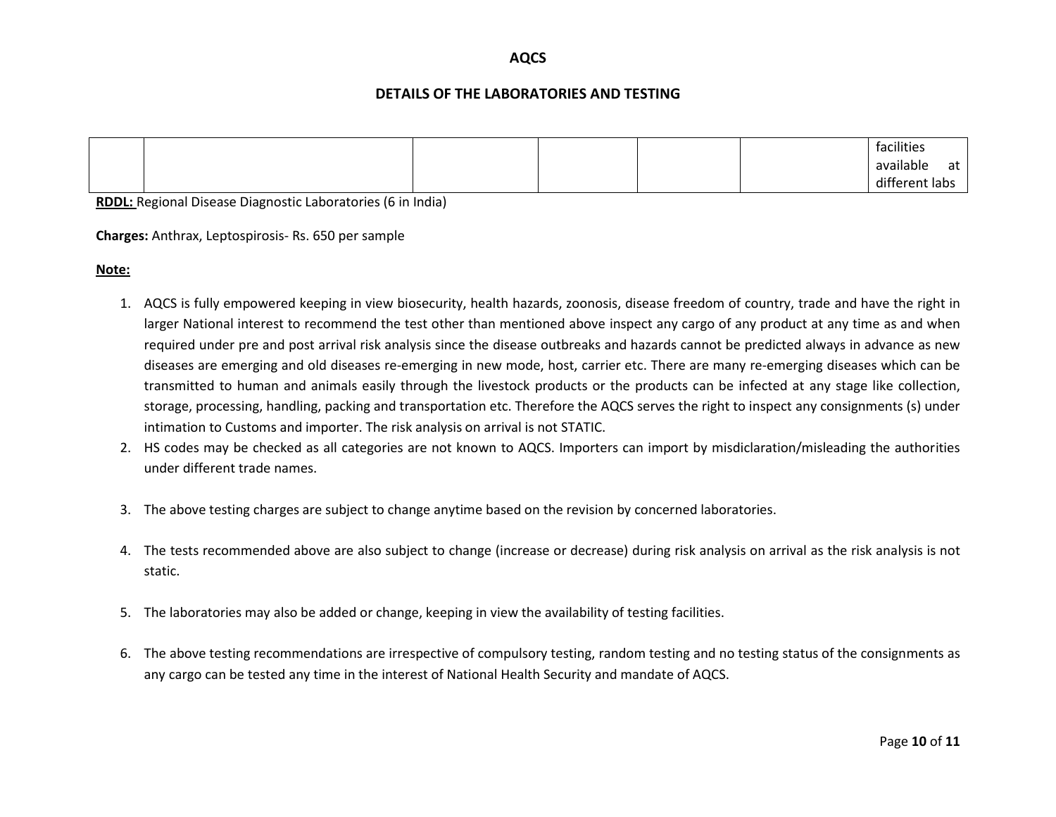| | | | | | | |
|---|---|---|---|---|---|---|
| | | | | | | facilities available at different labs |

**RDDL:** Regional Disease Diagnostic Laboratories (6 in India)

**Charges:** Anthrax, Leptospirosis- Rs. 650 per sample

**Note:**

1. AQCS is fully empowered keeping in view biosecurity, health hazards, zoonosis, disease freedom of country, trade and have the right in larger National interest to recommend the test other than mentioned above inspect any cargo of any product at any time as and when required under pre and post arrival risk analysis since the disease outbreaks and hazards cannot be predicted always in advance as new diseases are emerging and old diseases re-emerging in new mode, host, carrier etc. There are many re-emerging diseases which can be transmitted to human and animals easily through the livestock products or the products can be infected at any stage like collection, storage, processing, handling, packing and transportation etc. Therefore the AQCS serves the right to inspect any consignments (s) under intimation to Customs and importer. The risk analysis on arrival is not STATIC.
2. HS codes may be checked as all categories are not known to AQCS. Importers can import by misdiclaration/misleading the authorities under different trade names.
3. The above testing charges are subject to change anytime based on the revision by concerned laboratories.
4. The tests recommended above are also subject to change (increase or decrease) during risk analysis on arrival as the risk analysis is not static.
5. The laboratories may also be added or change, keeping in view the availability of testing facilities.
6. The above testing recommendations are irrespective of compulsory testing, random testing and no testing status of the consignments as any cargo can be tested any time in the interest of National Health Security and mandate of AQCS.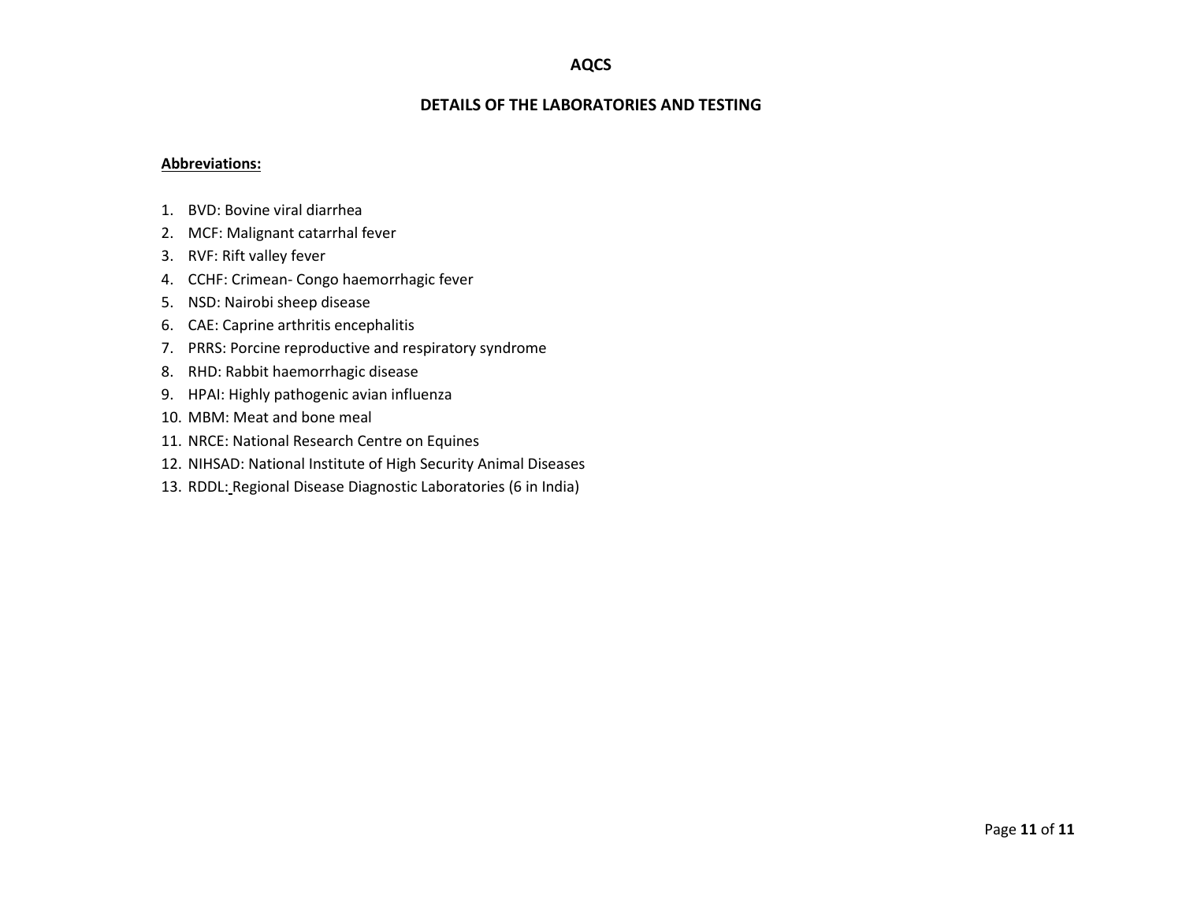# AQCS

## DETAILS OF THE LABORATORIES AND TESTING

**Abbreviations:**

1. BVD: Bovine viral diarrhea
2. MCF: Malignant catarrhal fever
3. RVF: Rift valley fever
4. CCHF: Crimean- Congo haemorrhagic fever
5. NSD: Nairobi sheep disease
6. CAE: Caprine arthritis encephalitis
7. PRRS: Porcine reproductive and respiratory syndrome
8. RHD: Rabbit haemorrhagic disease
9. HPAI: Highly pathogenic avian influenza
10. MBM: Meat and bone meal
11. NRCE: National Research Centre on Equines
12. NIHSAD: National Institute of High Security Animal Diseases
13. RDDL: Regional Disease Diagnostic Laboratories (6 in India)